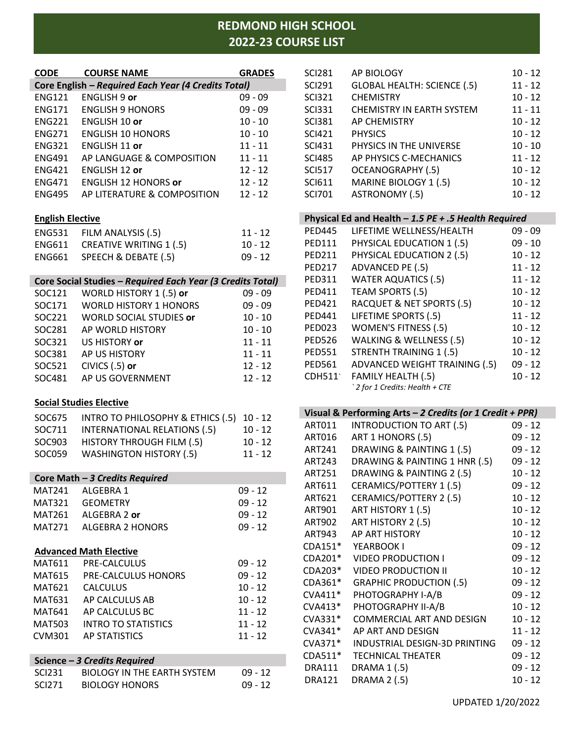# REDMOND HIGH SCHOOL
# 2022-23 COURSE LIST

| CODE | COURSE NAME | GRADES |
|---|---|---|
| **Core English – *Required Each Year (4 Credits Total)*** | | |
| ENG121 | ENGLISH 9 **or** | 09 - 09 |
| ENG171 | ENGLISH 9 HONORS | 09 - 09 |
| ENG221 | ENGLISH 10 **or** | 10 - 10 |
| ENG271 | ENGLISH 10 HONORS | 10 - 10 |
| ENG321 | ENGLISH 11 **or** | 11 - 11 |
| ENG491 | AP LANGUAGE & COMPOSITION | 11 - 11 |
| ENG421 | ENGLISH 12 **or** | 12 - 12 |
| ENG471 | ENGLISH 12 HONORS **or** | 12 - 12 |
| ENG495 | AP LITERATURE & COMPOSITION | 12 - 12 |

**English Elective**

| CODE | COURSE NAME | GRADES |
|---|---|---|
| ENG531 | FILM ANALYSIS (.5) | 11 - 12 |
| ENG611 | CREATIVE WRITING 1 (.5) | 10 - 12 |
| ENG661 | SPEECH & DEBATE (.5) | 09 - 12 |

| CODE | COURSE NAME | GRADES |
|---|---|---|
| **Core Social Studies – *Required Each Year (3 Credits Total)*** | | |
| SOC121 | WORLD HISTORY 1 (.5) **or** | 09 - 09 |
| SOC171 | WORLD HISTORY 1 HONORS | 09 - 09 |
| SOC221 | WORLD SOCIAL STUDIES **or** | 10 - 10 |
| SOC281 | AP WORLD HISTORY | 10 - 10 |
| SOC321 | US HISTORY **or** | 11 - 11 |
| SOC381 | AP US HISTORY | 11 - 11 |
| SOC521 | CIVICS (.5) **or** | 12 - 12 |
| SOC481 | AP US GOVERNMENT | 12 - 12 |

**Social Studies Elective**

| CODE | COURSE NAME | GRADES |
|---|---|---|
| SOC675 | INTRO TO PHILOSOPHY & ETHICS (.5) | 10 - 12 |
| SOC711 | INTERNATIONAL RELATIONS (.5) | 10 - 12 |
| SOC903 | HISTORY THROUGH FILM (.5) | 10 - 12 |
| SOC059 | WASHINGTON HISTORY (.5) | 11 - 12 |

| CODE | COURSE NAME | GRADES |
|---|---|---|
| **Core Math – *3 Credits Required*** | | |
| MAT241 | ALGEBRA 1 | 09 - 12 |
| MAT321 | GEOMETRY | 09 - 12 |
| MAT261 | ALGEBRA 2 **or** | 09 - 12 |
| MAT271 | ALGEBRA 2 HONORS | 09 - 12 |

**Advanced Math Elective**

| CODE | COURSE NAME | GRADES |
|---|---|---|
| MAT611 | PRE-CALCULUS | 09 - 12 |
| MAT615 | PRE-CALCULUS HONORS | 09 - 12 |
| MAT621 | CALCULUS | 10 - 12 |
| MAT631 | AP CALCULUS AB | 10 - 12 |
| MAT641 | AP CALCULUS BC | 11 - 12 |
| MAT503 | INTRO TO STATISTICS | 11 - 12 |
| CVM301 | AP STATISTICS | 11 - 12 |

| CODE | COURSE NAME | GRADES |
|---|---|---|
| **Science – *3 Credits Required*** | | |
| SCI231 | BIOLOGY IN THE EARTH SYSTEM | 09 - 12 |
| SCI271 | BIOLOGY HONORS | 09 - 12 |
| SCI281 | AP BIOLOGY | 10 - 12 |
| SCI291 | GLOBAL HEALTH: SCIENCE (.5) | 11 - 12 |
| SCI321 | CHEMISTRY | 10 - 12 |
| SCI331 | CHEMISTRY IN EARTH SYSTEM | 11 - 11 |
| SCI381 | AP CHEMISTRY | 10 - 12 |
| SCI421 | PHYSICS | 10 - 12 |
| SCI431 | PHYSICS IN THE UNIVERSE | 10 - 10 |
| SCI485 | AP PHYSICS C-MECHANICS | 11 - 12 |
| SCI517 | OCEANOGRAPHY (.5) | 10 - 12 |
| SCI611 | MARINE BIOLOGY 1 (.5) | 10 - 12 |
| SCI701 | ASTRONOMY (.5) | 10 - 12 |

| CODE | COURSE NAME | GRADES |
|---|---|---|
| **Physical Ed and Health – *1.5 PE + .5 Health Required*** | | |
| PED445 | LIFETIME WELLNESS/HEALTH | 09 - 09 |
| PED111 | PHYSICAL EDUCATION 1 (.5) | 09 - 10 |
| PED211 | PHYSICAL EDUCATION 2 (.5) | 10 - 12 |
| PED217 | ADVANCED PE (.5) | 11 - 12 |
| PED311 | WATER AQUATICS (.5) | 11 - 12 |
| PED411 | TEAM SPORTS (.5) | 10 - 12 |
| PED421 | RACQUET & NET SPORTS (.5) | 10 - 12 |
| PED441 | LIFETIME SPORTS (.5) | 11 - 12 |
| PED023 | WOMEN'S FITNESS (.5) | 10 - 12 |
| PED526 | WALKING & WELLNESS (.5) | 10 - 12 |
| PED551 | STRENTH TRAINING 1 (.5) | 10 - 12 |
| PED561 | ADVANCED WEIGHT TRAINING (.5) | 09 - 12 |
| CDH511` | FAMILY HEALTH (.5)<br>*`2 for 1 Credits: Health + CTE* | 10 - 12 |

| CODE | COURSE NAME | GRADES |
|---|---|---|
| **Visual & Performing Arts – *2 Credits (or 1 Credit + PPR)*** | | |
| ART011 | INTRODUCTION TO ART (.5) | 09 - 12 |
| ART016 | ART 1 HONORS (.5) | 09 - 12 |
| ART241 | DRAWING & PAINTING 1 (.5) | 09 - 12 |
| ART243 | DRAWING & PAINTING 1 HNR (.5) | 09 - 12 |
| ART251 | DRAWING & PAINTING 2 (.5) | 10 - 12 |
| ART611 | CERAMICS/POTTERY 1 (.5) | 09 - 12 |
| ART621 | CERAMICS/POTTERY 2 (.5) | 10 - 12 |
| ART901 | ART HISTORY 1 (.5) | 10 - 12 |
| ART902 | ART HISTORY 2 (.5) | 10 - 12 |
| ART943 | AP ART HISTORY | 10 - 12 |
| CDA151* | YEARBOOK I | 09 - 12 |
| CDA201* | VIDEO PRODUCTION I | 09 - 12 |
| CDA203* | VIDEO PRODUCTION II | 10 - 12 |
| CDA361* | GRAPHIC PRODUCTION (.5) | 09 - 12 |
| CVA411* | PHOTOGRAPHY I-A/B | 09 - 12 |
| CVA413* | PHOTOGRAPHY II-A/B | 10 - 12 |
| CVA331* | COMMERCIAL ART AND DESIGN | 10 - 12 |
| CVA341* | AP ART AND DESIGN | 11 - 12 |
| CVA371* | INDUSTRIAL DESIGN-3D PRINTING | 09 - 12 |
| CDA511* | TECHNICAL THEATER | 09 - 12 |
| DRA111 | DRAMA 1 (.5) | 09 - 12 |
| DRA121 | DRAMA 2 (.5) | 10 - 12 |

UPDATED 1/20/2022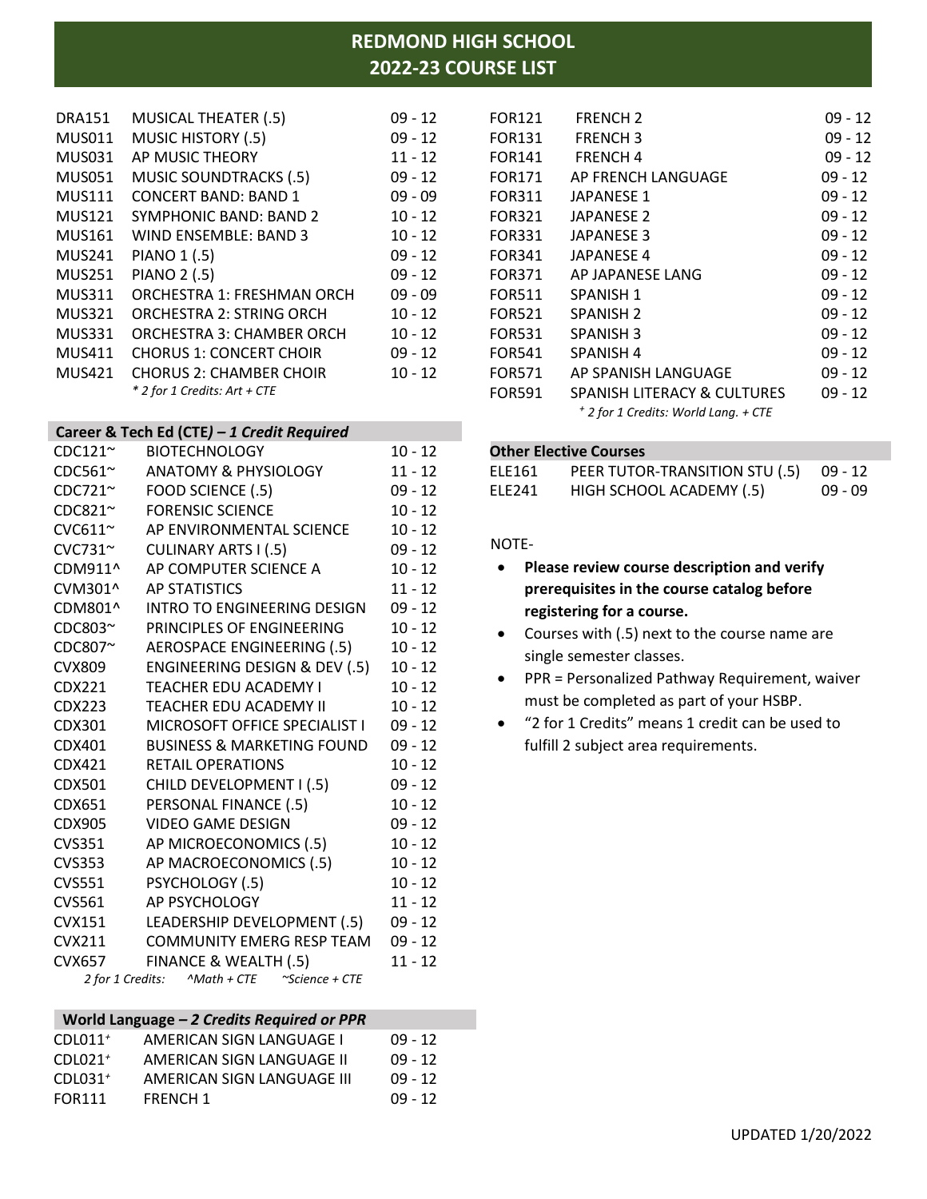# REDMOND HIGH SCHOOL
# 2022-23 COURSE LIST

| | | |
|---|---|---|
| DRA151 | MUSICAL THEATER (.5) | 09 - 12 |
| MUS011 | MUSIC HISTORY (.5) | 09 - 12 |
| MUS031 | AP MUSIC THEORY | 11 - 12 |
| MUS051 | MUSIC SOUNDTRACKS (.5) | 09 - 12 |
| MUS111 | CONCERT BAND: BAND 1 | 09 - 09 |
| MUS121 | SYMPHONIC BAND: BAND 2 | 10 - 12 |
| MUS161 | WIND ENSEMBLE: BAND 3 | 10 - 12 |
| MUS241 | PIANO 1 (.5) | 09 - 12 |
| MUS251 | PIANO 2 (.5) | 09 - 12 |
| MUS311 | ORCHESTRA 1: FRESHMAN ORCH | 09 - 09 |
| MUS321 | ORCHESTRA 2: STRING ORCH | 10 - 12 |
| MUS331 | ORCHESTRA 3: CHAMBER ORCH | 10 - 12 |
| MUS411 | CHORUS 1: CONCERT CHOIR | 09 - 12 |
| MUS421 | CHORUS 2: CHAMBER CHOIR | 10 - 12 |

*\* 2 for 1 Credits: Art + CTE*

## Career & Tech Ed (CTE) – *1 Credit Required*

| | | |
|---|---|---|
| CDC121~ | BIOTECHNOLOGY | 10 - 12 |
| CDC561~ | ANATOMY & PHYSIOLOGY | 11 - 12 |
| CDC721~ | FOOD SCIENCE (.5) | 09 - 12 |
| CDC821~ | FORENSIC SCIENCE | 10 - 12 |
| CVC611~ | AP ENVIRONMENTAL SCIENCE | 10 - 12 |
| CVC731~ | CULINARY ARTS I (.5) | 09 - 12 |
| CDM911^ | AP COMPUTER SCIENCE A | 10 - 12 |
| CVM301^ | AP STATISTICS | 11 - 12 |
| CDM801^ | INTRO TO ENGINEERING DESIGN | 09 - 12 |
| CDC803~ | PRINCIPLES OF ENGINEERING | 10 - 12 |
| CDC807~ | AEROSPACE ENGINEERING (.5) | 10 - 12 |
| CVX809 | ENGINEERING DESIGN & DEV (.5) | 10 - 12 |
| CDX221 | TEACHER EDU ACADEMY I | 10 - 12 |
| CDX223 | TEACHER EDU ACADEMY II | 10 - 12 |
| CDX301 | MICROSOFT OFFICE SPECIALIST I | 09 - 12 |
| CDX401 | BUSINESS & MARKETING FOUND | 09 - 12 |
| CDX421 | RETAIL OPERATIONS | 10 - 12 |
| CDX501 | CHILD DEVELOPMENT I (.5) | 09 - 12 |
| CDX651 | PERSONAL FINANCE (.5) | 10 - 12 |
| CDX905 | VIDEO GAME DESIGN | 09 - 12 |
| CVS351 | AP MICROECONOMICS (.5) | 10 - 12 |
| CVS353 | AP MACROECONOMICS (.5) | 10 - 12 |
| CVS551 | PSYCHOLOGY (.5) | 10 - 12 |
| CVS561 | AP PSYCHOLOGY | 11 - 12 |
| CVX151 | LEADERSHIP DEVELOPMENT (.5) | 09 - 12 |
| CVX211 | COMMUNITY EMERG RESP TEAM | 09 - 12 |
| CVX657 | FINANCE & WEALTH (.5) | 11 - 12 |

*2 for 1 Credits: ^Math + CTE ~Science + CTE*

## World Language – *2 Credits Required or PPR*

| | | |
|---|---|---|
| CDL011+ | AMERICAN SIGN LANGUAGE I | 09 - 12 |
| CDL021+ | AMERICAN SIGN LANGUAGE II | 09 - 12 |
| CDL031+ | AMERICAN SIGN LANGUAGE III | 09 - 12 |
| FOR111 | FRENCH 1 | 09 - 12 |
| FOR121 | FRENCH 2 | 09 - 12 |
| FOR131 | FRENCH 3 | 09 - 12 |
| FOR141 | FRENCH 4 | 09 - 12 |
| FOR171 | AP FRENCH LANGUAGE | 09 - 12 |
| FOR311 | JAPANESE 1 | 09 - 12 |
| FOR321 | JAPANESE 2 | 09 - 12 |
| FOR331 | JAPANESE 3 | 09 - 12 |
| FOR341 | JAPANESE 4 | 09 - 12 |
| FOR371 | AP JAPANESE LANG | 09 - 12 |
| FOR511 | SPANISH 1 | 09 - 12 |
| FOR521 | SPANISH 2 | 09 - 12 |
| FOR531 | SPANISH 3 | 09 - 12 |
| FOR541 | SPANISH 4 | 09 - 12 |
| FOR571 | AP SPANISH LANGUAGE | 09 - 12 |
| FOR591 | SPANISH LITERACY & CULTURES | 09 - 12 |

*+ 2 for 1 Credits: World Lang. + CTE*

## Other Elective Courses

| | | |
|---|---|---|
| ELE161 | PEER TUTOR-TRANSITION STU (.5) | 09 - 12 |
| ELE241 | HIGH SCHOOL ACADEMY (.5) | 09 - 09 |

NOTE-

- **Please review course description and verify prerequisites in the course catalog before registering for a course.**
- Courses with (.5) next to the course name are single semester classes.
- PPR = Personalized Pathway Requirement, waiver must be completed as part of your HSBP.
- "2 for 1 Credits" means 1 credit can be used to fulfill 2 subject area requirements.

UPDATED 1/20/2022